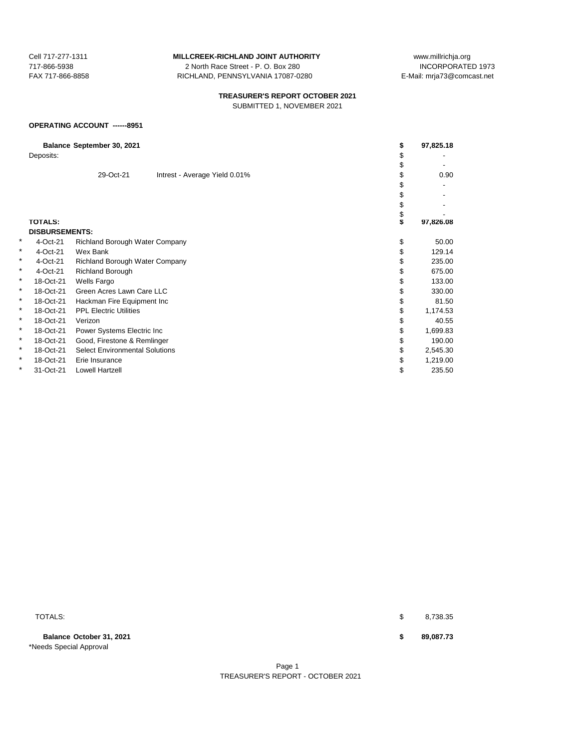Cell 717-277-1311
717-866-5938
FAX 717-866-8858

**MILLCREEK-RICHLAND JOINT AUTHORITY**
2 North Race Street - P. O. Box 280
RICHLAND, PENNSYLVANIA 17087-0280

www.millrichja.org
INCORPORATED 1973
E-Mail: mrja73@comcast.net

**TREASURER'S REPORT OCTOBER 2021**
SUBMITTED 1, NOVEMBER 2021

**OPERATING ACCOUNT ------8951**

| | | | | |
|---|---|---|---|---|
| | **Balance September 30, 2021** | | **$** | **97,825.18** |
| | Deposits: | | $ | - |
| | | | $ | - |
| | 29-Oct-21 | Intrest - Average Yield 0.01% | $ | 0.90 |
| | | | $ | - |
| | | | $ | - |
| | | | $ | - |
| | | | $ | - |
| | **TOTALS:** | | **$** | **97,826.08** |
| | **DISBURSEMENTS:** | | | |
| * | 4-Oct-21 | Richland Borough Water Company | $ | 50.00 |
| * | 4-Oct-21 | Wex Bank | $ | 129.14 |
| * | 4-Oct-21 | Richland Borough Water Company | $ | 235.00 |
| * | 4-Oct-21 | Richland Borough | $ | 675.00 |
| * | 18-Oct-21 | Wells Fargo | $ | 133.00 |
| * | 18-Oct-21 | Green Acres Lawn Care LLC | $ | 330.00 |
| * | 18-Oct-21 | Hackman Fire Equipment Inc | $ | 81.50 |
| * | 18-Oct-21 | PPL Electric Utilities | $ | 1,174.53 |
| * | 18-Oct-21 | Verizon | $ | 40.55 |
| * | 18-Oct-21 | Power Systems Electric Inc | $ | 1,699.83 |
| * | 18-Oct-21 | Good, Firestone & Remlinger | $ | 190.00 |
| * | 18-Oct-21 | Select Environmental Solutions | $ | 2,545.30 |
| * | 18-Oct-21 | Erie Insurance | $ | 1,219.00 |
| * | 31-Oct-21 | Lowell Hartzell | $ | 235.50 |
| | TOTALS: | | $ | 8,738.35 |
| | **Balance October 31, 2021** | | **$** | **89,087.73** |

*Needs Special Approval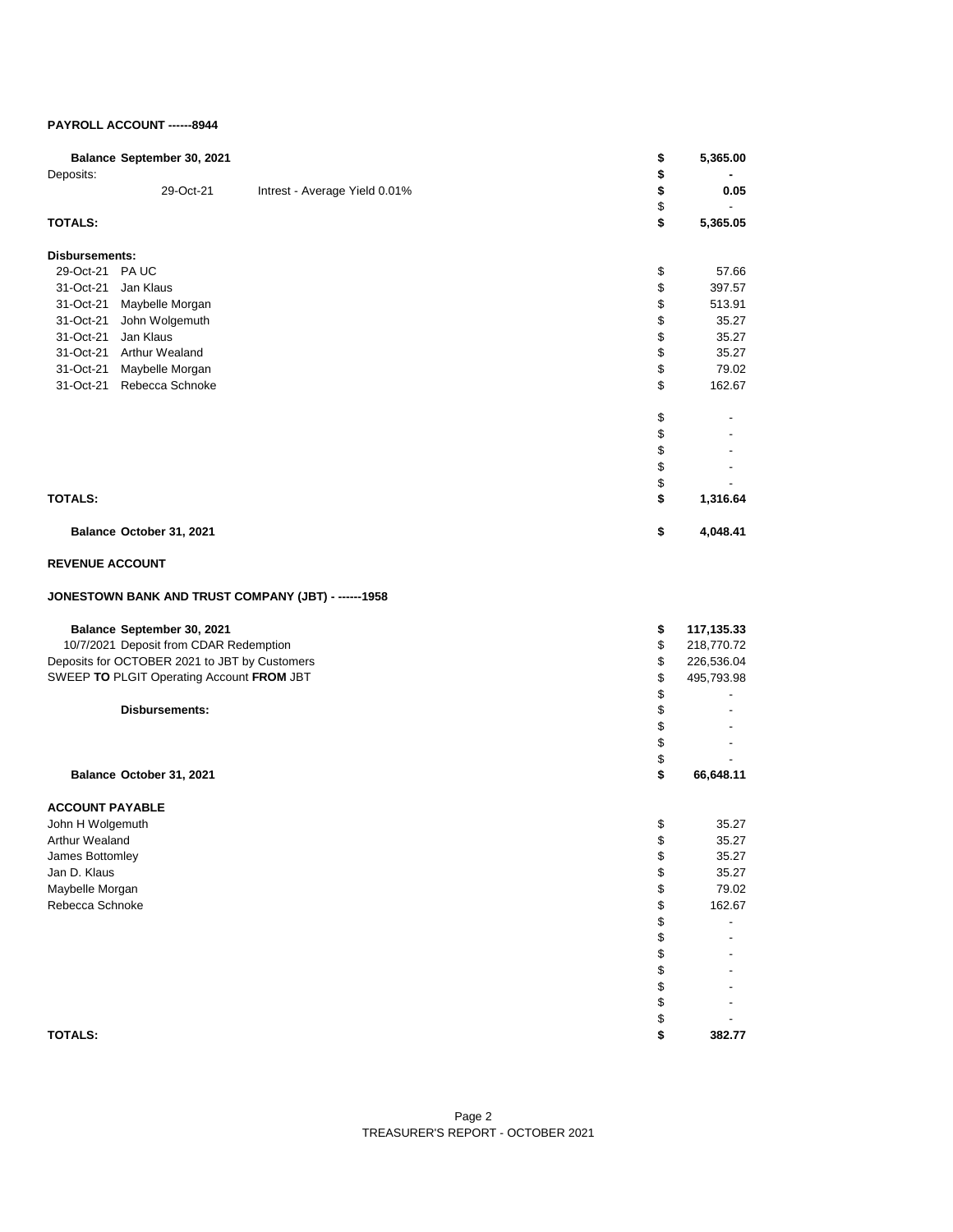**PAYROLL ACCOUNT ------8944**

| | | | |
|---|---|---|---|
| **Balance September 30, 2021** | | **$** | **5,365.00** |
| Deposits: | | **$** | **-** |
| 29-Oct-21 | Intrest - Average Yield 0.01% | **$** | **0.05** |
| | | $ | - |
| **TOTALS:** | | **$** | **5,365.05** |

**Disbursements:**

| | | | |
|---|---|---|---|
| 29-Oct-21 | PA UC | $ | 57.66 |
| 31-Oct-21 | Jan Klaus | $ | 397.57 |
| 31-Oct-21 | Maybelle Morgan | $ | 513.91 |
| 31-Oct-21 | John Wolgemuth | $ | 35.27 |
| 31-Oct-21 | Jan Klaus | $ | 35.27 |
| 31-Oct-21 | Arthur Wealand | $ | 35.27 |
| 31-Oct-21 | Maybelle Morgan | $ | 79.02 |
| 31-Oct-21 | Rebecca Schnoke | $ | 162.67 |
| | | $ | - |
| | | $ | - |
| | | $ | - |
| | | $ | - |
| | | $ | - |
| **TOTALS:** | | **$** | **1,316.64** |
| **Balance October 31, 2021** | | **$** | **4,048.41** |

**REVENUE ACCOUNT**

**JONESTOWN BANK AND TRUST COMPANY (JBT) - ------1958**

| | | |
|---|---|---|
| **Balance September 30, 2021** | **$** | **117,135.33** |
| 10/7/2021 Deposit from CDAR Redemption | $ | 218,770.72 |
| Deposits for OCTOBER 2021 to JBT by Customers | $ | 226,536.04 |
| SWEEP **TO** PLGIT Operating Account **FROM** JBT | $ | 495,793.98 |
| | $ | - |
| **Disbursements:** | $ | - |
| | $ | - |
| | $ | - |
| | $ | - |
| **Balance October 31, 2021** | **$** | **66,648.11** |

**ACCOUNT PAYABLE**

| | | |
|---|---|---|
| John H Wolgemuth | $ | 35.27 |
| Arthur Wealand | $ | 35.27 |
| James Bottomley | $ | 35.27 |
| Jan D. Klaus | $ | 35.27 |
| Maybelle Morgan | $ | 79.02 |
| Rebecca Schnoke | $ | 162.67 |
| | $ | - |
| | $ | - |
| | $ | - |
| | $ | - |
| | $ | - |
| | $ | - |
| | $ | - |
| **TOTALS:** | **$** | **382.77** |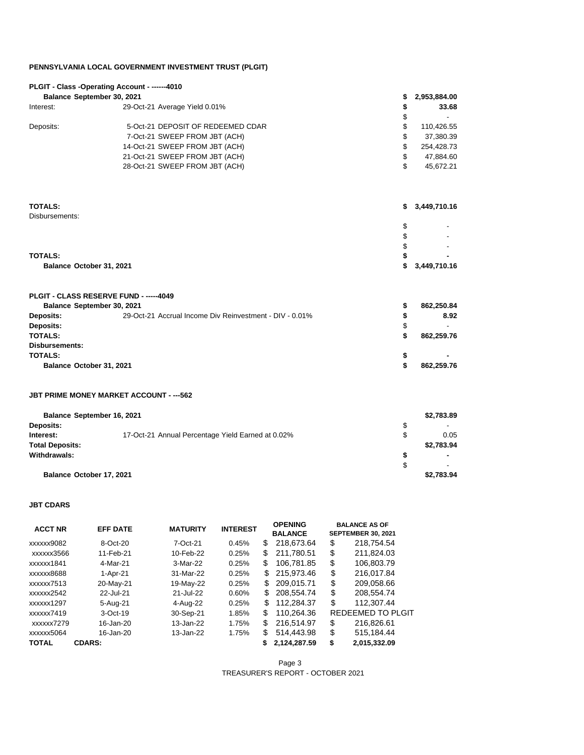## PENNSYLVANIA LOCAL GOVERNMENT INVESTMENT TRUST (PLGIT)

### PLGIT - Class -Operating Account - ------4010

| | | | |
|---|---|---|---|
| **Balance September 30, 2021** | | $ | **2,953,884.00** |
| Interest: | 29-Oct-21 Average Yield 0.01% | $ | **33.68** |
| | | $ | - |
| Deposits: | 5-Oct-21 DEPOSIT OF REDEEMED CDAR | $ | 110,426.55 |
| | 7-Oct-21 SWEEP FROM JBT (ACH) | $ | 37,380.39 |
| | 14-Oct-21 SWEEP FROM JBT (ACH) | $ | 254,428.73 |
| | 21-Oct-21 SWEEP FROM JBT (ACH) | $ | 47,884.60 |
| | 28-Oct-21 SWEEP FROM JBT (ACH) | $ | 45,672.21 |
| **TOTALS:** | | **$** | **3,449,710.16** |
| Disbursements: | | | |
| | | $ | - |
| | | $ | - |
| | | $ | - |
| **TOTALS:** | | **$** | **-** |
| **Balance October 31, 2021** | | **$** | **3,449,710.16** |

### PLGIT - CLASS RESERVE FUND - -----4049

| | | | |
|---|---|---|---|
| **Balance September 30, 2021** | | **$** | **862,250.84** |
| **Deposits:** | 29-Oct-21 Accrual Income Div Reinvestment - DIV - 0.01% | **$** | **8.92** |
| **Deposits:** | | $ | - |
| **TOTALS:** | | **$** | **862,259.76** |
| **Disbursements:** | | | |
| **TOTALS:** | | **$** | **-** |
| **Balance October 31, 2021** | | **$** | **862,259.76** |

### JBT PRIME MONEY MARKET ACCOUNT - ---562

| | | | |
|---|---|---|---|
| **Balance September 16, 2021** | | | **$2,783.89** |
| **Deposits:** | | $ | - |
| **Interest:** | 17-Oct-21 Annual Percentage Yield Earned at 0.02% | $ | 0.05 |
| **Total Deposits:** | | | **$2,783.94** |
| **Withdrawals:** | | **$** | **-** |
| | | $ | - |
| **Balance October 17, 2021** | | | **$2,783.94** |

### JBT CDARS

| ACCT NR | EFF DATE | MATURITY | INTEREST | OPENING BALANCE | BALANCE AS OF SEPTEMBER 30, 2021 |
|---|---|---|---|---|---|
| xxxxxx9082 | 8-Oct-20 | 7-Oct-21 | 0.45% | $ 218,673.64 | $ 218,754.54 |
| xxxxxx3566 | 11-Feb-21 | 10-Feb-22 | 0.25% | $ 211,780.51 | $ 211,824.03 |
| xxxxxx1841 | 4-Mar-21 | 3-Mar-22 | 0.25% | $ 106,781.85 | $ 106,803.79 |
| xxxxxx8688 | 1-Apr-21 | 31-Mar-22 | 0.25% | $ 215,973.46 | $ 216,017.84 |
| xxxxxx7513 | 20-May-21 | 19-May-22 | 0.25% | $ 209,015.71 | $ 209,058.66 |
| xxxxxx2542 | 22-Jul-21 | 21-Jul-22 | 0.60% | $ 208,554.74 | $ 208,554.74 |
| xxxxxx1297 | 5-Aug-21 | 4-Aug-22 | 0.25% | $ 112,284.37 | $ 112,307.44 |
| xxxxxx7419 | 3-Oct-19 | 30-Sep-21 | 1.85% | $ 110,264.36 | REDEEMED TO PLGIT |
| xxxxxx7279 | 16-Jan-20 | 13-Jan-22 | 1.75% | $ 216,514.97 | $ 216,826.61 |
| xxxxxx5064 | 16-Jan-20 | 13-Jan-22 | 1.75% | $ 514,443.98 | $ 515,184.44 |
| **TOTAL** | **CDARS:** | | | **$ 2,124,287.59** | **$ 2,015,332.09** |

TREASURER'S REPORT - OCTOBER 2021